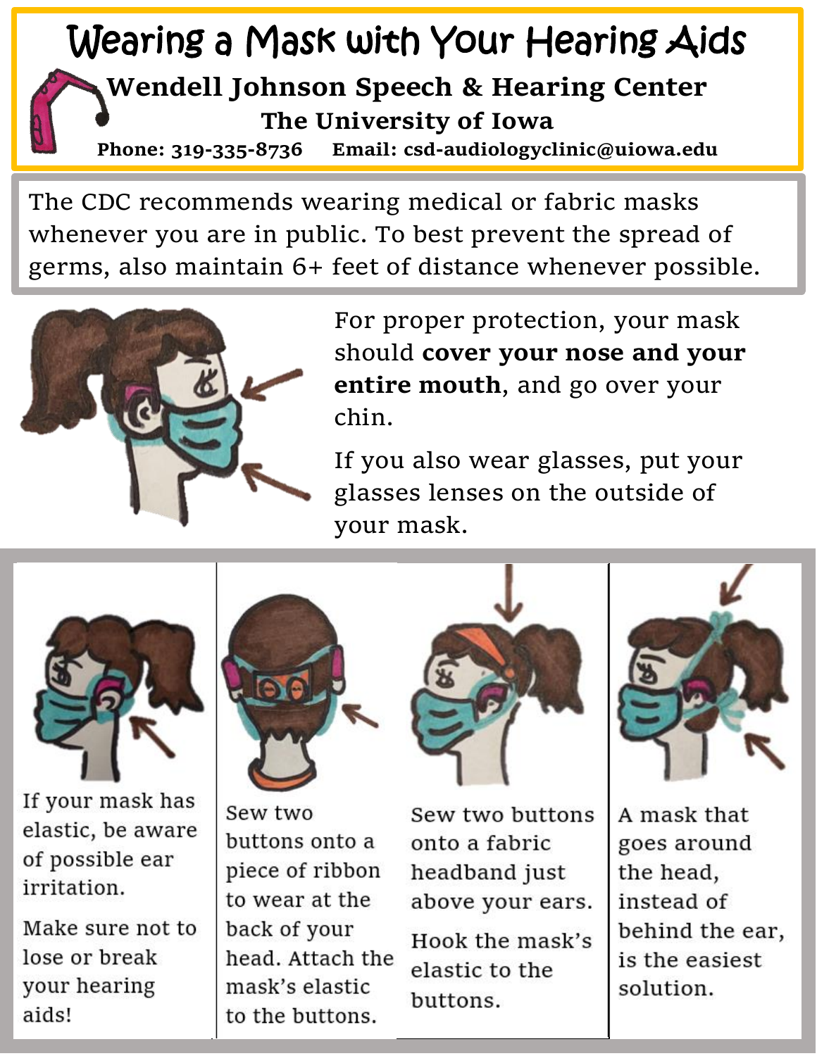# Wearing a Mask with Your Hearing Aids

**Wendell Johnson Speech & Hearing Center**

**The University of Iowa**

**Phone: 319-335-8736 Email: csd-audiologyclinic@uiowa.edu**

The CDC recommends wearing medical or fabric masks whenever you are in public. To best prevent the spread of germs, also maintain 6+ feet of distance whenever possible.

For proper protection, your mask should **cover your nose and your entire mouth**, and go over your chin.

If you also wear glasses, put your glasses lenses on the outside of your mask.

If your mask has elastic, be aware of possible ear irritation.

Make sure not to lose or break your hearing aids!

Sew two buttons onto a piece of ribbon to wear at the back of your head. Attach the mask's elastic to the buttons.

Sew two buttons onto a fabric headband just above your ears.

Hook the mask's elastic to the buttons.

A mask that goes around the head, instead of behind the ear, is the easiest solution.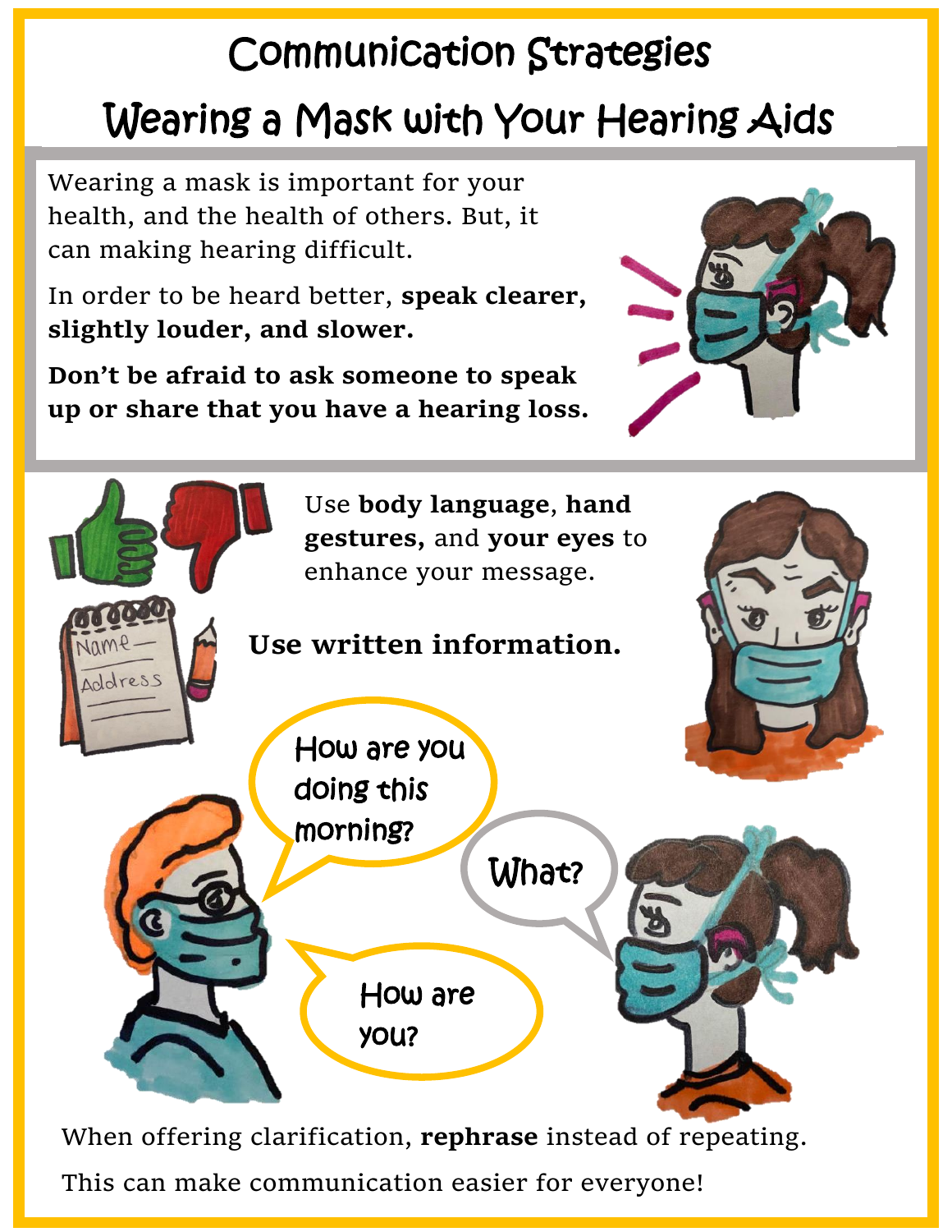# Communication Strategies

# Wearing a Mask with Your Hearing Aids

Wearing a mask is important for your health, and the health of others. But, it can making hearing difficult.

In order to be heard better, **speak clearer, slightly louder, and slower.**

**Don't be afraid to ask someone to speak up or share that you have a hearing loss.**

Use **body language**, **hand gestures,** and **your eyes** to enhance your message.

**Use written information.**

How are you doing this morning?

What?

How are you?

When offering clarification, **rephrase** instead of repeating.

This can make communication easier for everyone!